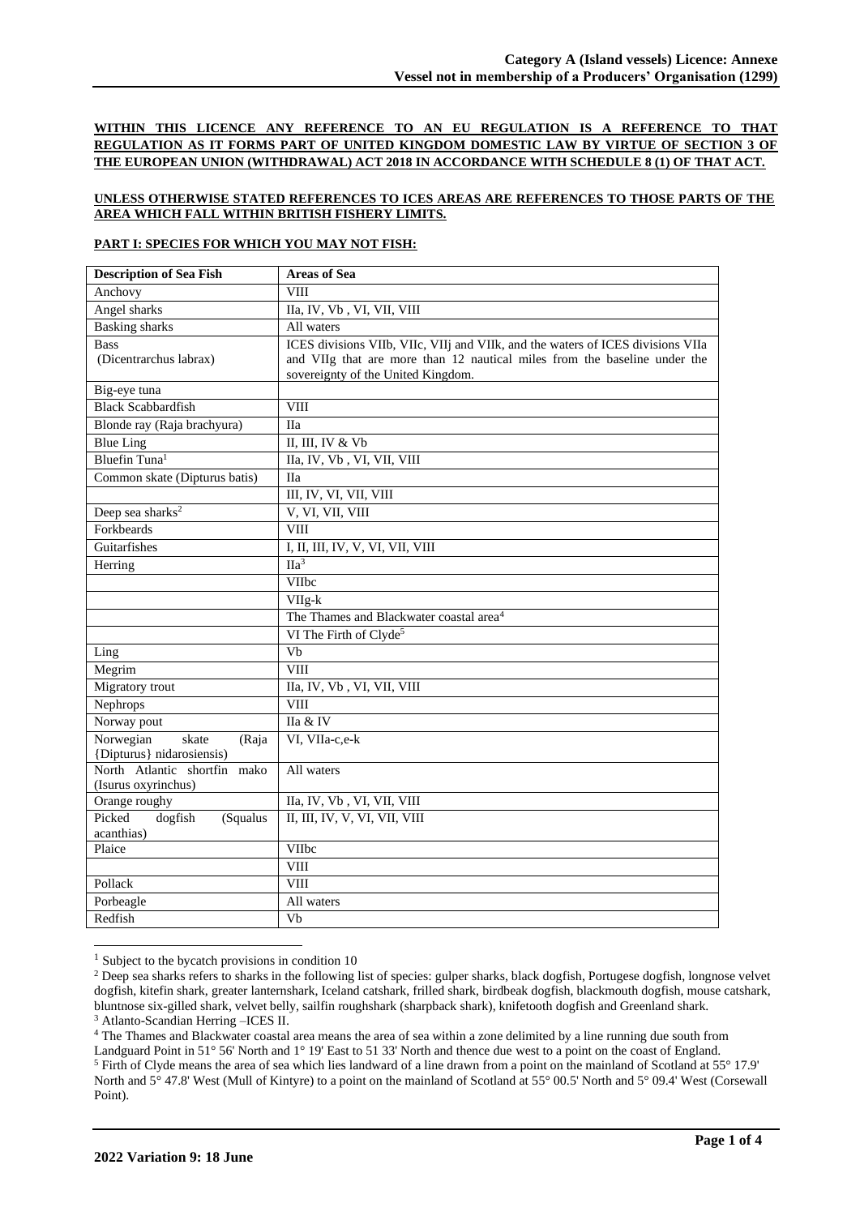**WITHIN THIS LICENCE ANY REFERENCE TO AN EU REGULATION IS A REFERENCE TO THAT REGULATION AS IT FORMS PART OF UNITED KINGDOM DOMESTIC LAW BY VIRTUE OF SECTION 3 OF THE EUROPEAN UNION (WITHDRAWAL) ACT 2018 IN ACCORDANCE WITH SCHEDULE 8 (1) OF THAT ACT.**

**UNLESS OTHERWISE STATED REFERENCES TO ICES AREAS ARE REFERENCES TO THOSE PARTS OF THE AREA WHICH FALL WITHIN BRITISH FISHERY LIMITS.**

**PART I: SPECIES FOR WHICH YOU MAY NOT FISH:**

| Description of Sea Fish | Areas of Sea |
|---|---|
| Anchovy | VIII |
| Angel sharks | IIa, IV, Vb , VI, VII, VIII |
| Basking sharks | All waters |
| Bass (Dicentrarchus labrax) | ICES divisions VIIb, VIIc, VIIj and VIIk, and the waters of ICES divisions VIIa and VIIg that are more than 12 nautical miles from the baseline under the sovereignty of the United Kingdom. |
| Big-eye tuna | |
| Black Scabbardfish | VIII |
| Blonde ray (Raja brachyura) | IIa |
| Blue Ling | II, III, IV & Vb |
| Bluefin Tuna[1] | IIa, IV, Vb , VI, VII, VIII |
| Common skate (Dipturus batis) | IIa |
| | III, IV, VI, VII, VIII |
| Deep sea sharks[2] | V, VI, VII, VIII |
| Forkbeards | VIII |
| Guitarfishes | I, II, III, IV, V, VI, VII, VIII |
| Herring | IIa[3] |
| | VIIbc |
| | VIIg-k |
| | The Thames and Blackwater coastal area[4] |
| | VI The Firth of Clyde[5] |
| Ling | Vb |
| Megrim | VIII |
| Migratory trout | IIa, IV, Vb , VI, VII, VIII |
| Nephrops | VIII |
| Norway pout | IIa & IV |
| Norwegian skate (Raja {Dipturus} nidarosiensis) | VI, VIIa-c,e-k |
| North Atlantic shortfin mako (Isurus oxyrinchus) | All waters |
| Orange roughy | IIa, IV, Vb , VI, VII, VIII |
| Picked dogfish (Squalus acanthias) | II, III, IV, V, VI, VII, VIII |
| Plaice | VIIbc |
| | VIII |
| Pollack | VIII |
| Porbeagle | All waters |
| Redfish | Vb |

[1] Subject to the bycatch provisions in condition 10

[2] Deep sea sharks refers to sharks in the following list of species: gulper sharks, black dogfish, Portugese dogfish, longnose velvet dogfish, kitefin shark, greater lanternshark, Iceland catshark, frilled shark, birdbeak dogfish, blackmouth dogfish, mouse catshark, bluntnose six-gilled shark, velvet belly, sailfin roughshark (sharpback shark), knifetooth dogfish and Greenland shark.

[3] Atlanto-Scandian Herring –ICES II.

[4] The Thames and Blackwater coastal area means the area of sea within a zone delimited by a line running due south from Landguard Point in 51° 56' North and 1° 19' East to 51 33' North and thence due west to a point on the coast of England.

[5] Firth of Clyde means the area of sea which lies landward of a line drawn from a point on the mainland of Scotland at 55° 17.9' North and 5° 47.8' West (Mull of Kintyre) to a point on the mainland of Scotland at 55° 00.5' North and 5° 09.4' West (Corsewall Point).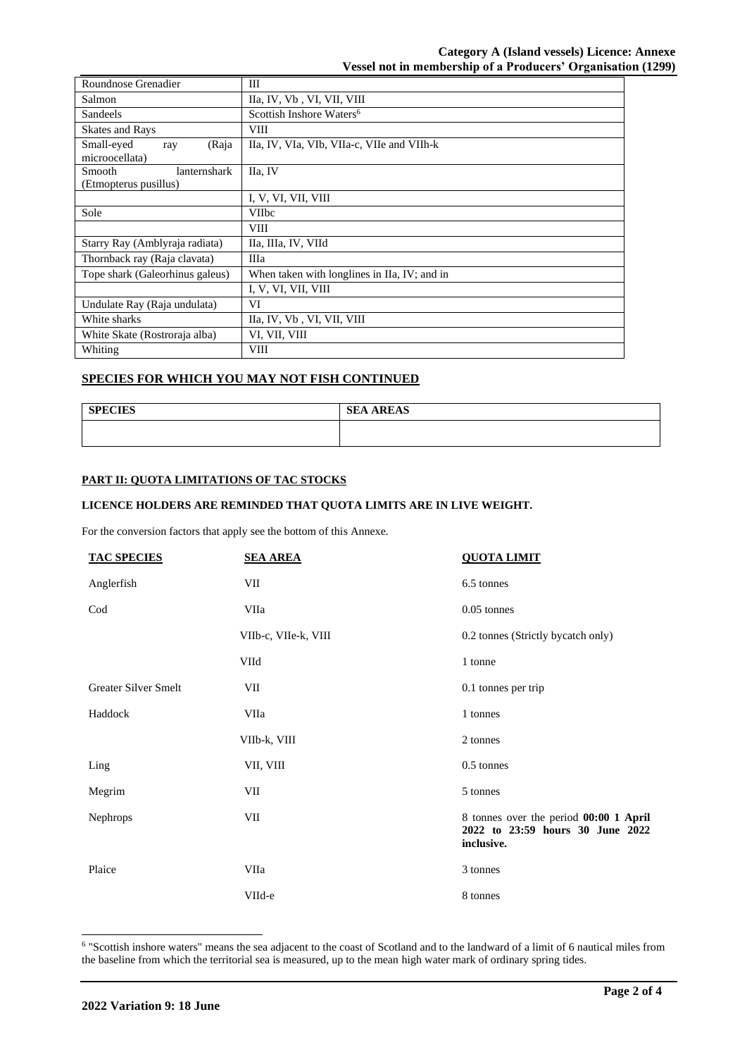| | |
|---|---|
| Roundnose Grenadier | III |
| Salmon | IIa, IV, Vb , VI, VII, VIII |
| Sandeels | Scottish Inshore Waters[6] |
| Skates and Rays | VIII |
| Small-eyed ray (Raja microocellata) | IIa, IV, VIa, VIb, VIIa-c, VIIe and VIIh-k |
| Smooth lanternshark (Etmopterus pusillus) | IIa, IV |
| | I, V, VI, VII, VIII |
| Sole | VIIbc |
| | VIII |
| Starry Ray (Amblyraja radiata) | IIa, IIIa, IV, VIId |
| Thornback ray (Raja clavata) | IIIa |
| Tope shark (Galeorhinus galeus) | When taken with longlines in IIa, IV; and in |
| | I, V, VI, VII, VIII |
| Undulate Ray (Raja undulata) | VI |
| White sharks | IIa, IV, Vb , VI, VII, VIII |
| White Skate (Rostroraja alba) | VI, VII, VIII |
| Whiting | VIII |

## SPECIES FOR WHICH YOU MAY NOT FISH CONTINUED

| SPECIES | SEA AREAS |
|---|---|
| | |

### PART II: QUOTA LIMITATIONS OF TAC STOCKS

**LICENCE HOLDERS ARE REMINDED THAT QUOTA LIMITS ARE IN LIVE WEIGHT.**

For the conversion factors that apply see the bottom of this Annexe.

| TAC SPECIES | SEA AREA | QUOTA LIMIT |
|---|---|---|
| Anglerfish | VII | 6.5 tonnes |
| Cod | VIIa | 0.05 tonnes |
| | VIIb-c, VIIe-k, VIII | 0.2 tonnes (Strictly bycatch only) |
| | VIId | 1 tonne |
| Greater Silver Smelt | VII | 0.1 tonnes per trip |
| Haddock | VIIa | 1 tonnes |
| | VIIb-k, VIII | 2 tonnes |
| Ling | VII, VIII | 0.5 tonnes |
| Megrim | VII | 5 tonnes |
| Nephrops | VII | 8 tonnes over the period **00:00 1 April 2022 to 23:59 hours 30 June 2022 inclusive.** |
| Plaice | VIIa | 3 tonnes |
| | VIId-e | 8 tonnes |

[6] "Scottish inshore waters" means the sea adjacent to the coast of Scotland and to the landward of a limit of 6 nautical miles from the baseline from which the territorial sea is measured, up to the mean high water mark of ordinary spring tides.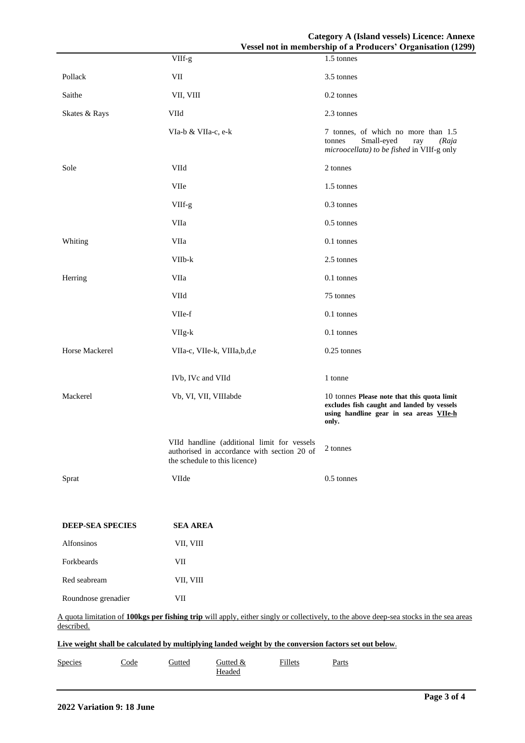| | | |
|---|---|---|
| | VIIf-g | 1.5 tonnes |
| Pollack | VII | 3.5 tonnes |
| Saithe | VII, VIII | 0.2 tonnes |
| Skates & Rays | VIId | 2.3 tonnes |
| | VIa-b & VIIa-c, e-k | 7 tonnes, of which no more than 1.5 tonnes Small-eyed ray *(Raja microocellata) to be fished* in VIIf-g only |
| Sole | VIId | 2 tonnes |
| | VIIe | 1.5 tonnes |
| | VIIf-g | 0.3 tonnes |
| | VIIa | 0.5 tonnes |
| Whiting | VIIa | 0.1 tonnes |
| | VIIb-k | 2.5 tonnes |
| Herring | VIIa | 0.1 tonnes |
| | VIId | 75 tonnes |
| | VIIe-f | 0.1 tonnes |
| | VIIg-k | 0.1 tonnes |
| Horse Mackerel | VIIa-c, VIIe-k, VIIIa,b,d,e | 0.25 tonnes |
| | IVb, IVc and VIId | 1 tonne |
| Mackerel | Vb, VI, VII, VIIIabde | 10 tonnes **Please note that this quota limit excludes fish caught and landed by vessels using handline gear in sea areas VIIe-h only.** |
| | VIId handline (additional limit for vessels authorised in accordance with section 20 of the schedule to this licence) | 2 tonnes |
| Sprat | VIIde | 0.5 tonnes |

| **DEEP-SEA SPECIES** | **SEA AREA** |
|---|---|
| Alfonsinos | VII, VIII |
| Forkbeards | VII |
| Red seabream | VII, VIII |
| Roundnose grenadier | VII |

A quota limitation of **100kgs per fishing trip** will apply, either singly or collectively, to the above deep-sea stocks in the sea areas described.

**Live weight shall be calculated by multiplying landed weight by the conversion factors set out below**.

| Species | Code | Gutted | Gutted & Headed | Fillets | Parts |
|---|---|---|---|---|---|

2022 Variation 9: 18 June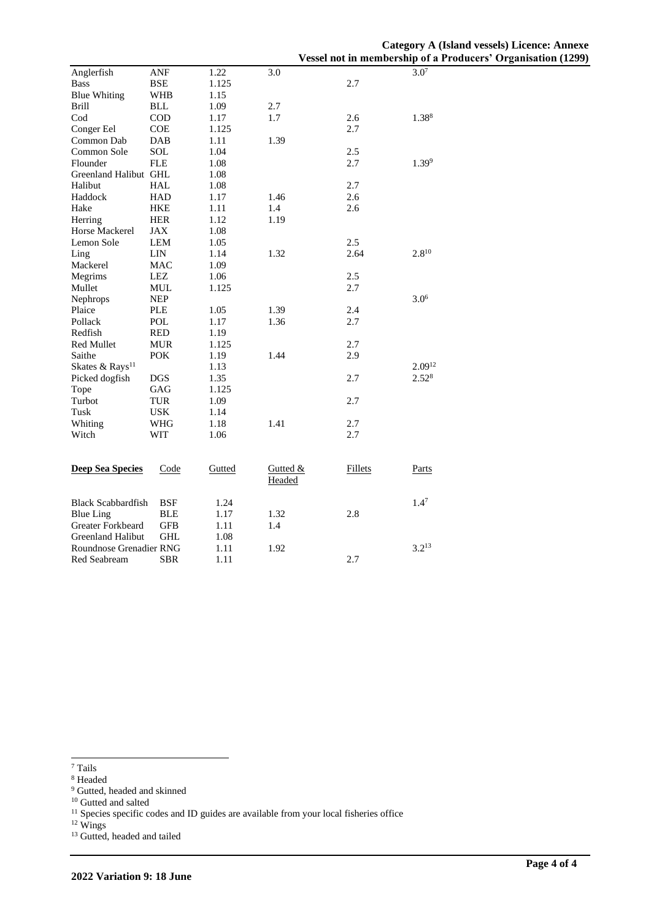**Category A (Island vessels) Licence: Annexe**
**Vessel not in membership of a Producers' Organisation (1299)**

| | | | | | |
|---|---|---|---|---|---|
| Anglerfish | ANF | 1.22 | 3.0 | | 3.0[7] |
| Bass | BSE | 1.125 | | 2.7 | |
| Blue Whiting | WHB | 1.15 | | | |
| Brill | BLL | 1.09 | 2.7 | | |
| Cod | COD | 1.17 | 1.7 | 2.6 | 1.38[8] |
| Conger Eel | COE | 1.125 | | 2.7 | |
| Common Dab | DAB | 1.11 | 1.39 | | |
| Common Sole | SOL | 1.04 | | 2.5 | |
| Flounder | FLE | 1.08 | | 2.7 | 1.39[9] |
| Greenland Halibut | GHL | 1.08 | | | |
| Halibut | HAL | 1.08 | | 2.7 | |
| Haddock | HAD | 1.17 | 1.46 | 2.6 | |
| Hake | HKE | 1.11 | 1.4 | 2.6 | |
| Herring | HER | 1.12 | 1.19 | | |
| Horse Mackerel | JAX | 1.08 | | | |
| Lemon Sole | LEM | 1.05 | | 2.5 | |
| Ling | LIN | 1.14 | 1.32 | 2.64 | 2.8[10] |
| Mackerel | MAC | 1.09 | | | |
| Megrims | LEZ | 1.06 | | 2.5 | |
| Mullet | MUL | 1.125 | | 2.7 | |
| Nephrops | NEP | | | | 3.0[6] |
| Plaice | PLE | 1.05 | 1.39 | 2.4 | |
| Pollack | POL | 1.17 | 1.36 | 2.7 | |
| Redfish | RED | 1.19 | | | |
| Red Mullet | MUR | 1.125 | | 2.7 | |
| Saithe | POK | 1.19 | 1.44 | 2.9 | |
| Skates & Rays[11] | | 1.13 | | | 2.09[12] |
| Picked dogfish | DGS | 1.35 | | 2.7 | 2.52[8] |
| Tope | GAG | 1.125 | | | |
| Turbot | TUR | 1.09 | | 2.7 | |
| Tusk | USK | 1.14 | | | |
| Whiting | WHG | 1.18 | 1.41 | 2.7 | |
| Witch | WIT | 1.06 | | 2.7 | |

| **Deep Sea Species** | Code | Gutted | Gutted & Headed | Fillets | Parts |
|---|---|---|---|---|---|
| Black Scabbardfish | BSF | 1.24 | | | 1.4[7] |
| Blue Ling | BLE | 1.17 | 1.32 | 2.8 | |
| Greater Forkbeard | GFB | 1.11 | 1.4 | | |
| Greenland Halibut | GHL | 1.08 | | | |
| Roundnose Grenadier | RNG | 1.11 | 1.92 | | 3.2[13] |
| Red Seabream | SBR | 1.11 | | 2.7 | |

[7] Tails
[8] Headed
[9] Gutted, headed and skinned
[10] Gutted and salted
[11] Species specific codes and ID guides are available from your local fisheries office
[12] Wings
[13] Gutted, headed and tailed

**2022 Variation 9: 18 June**